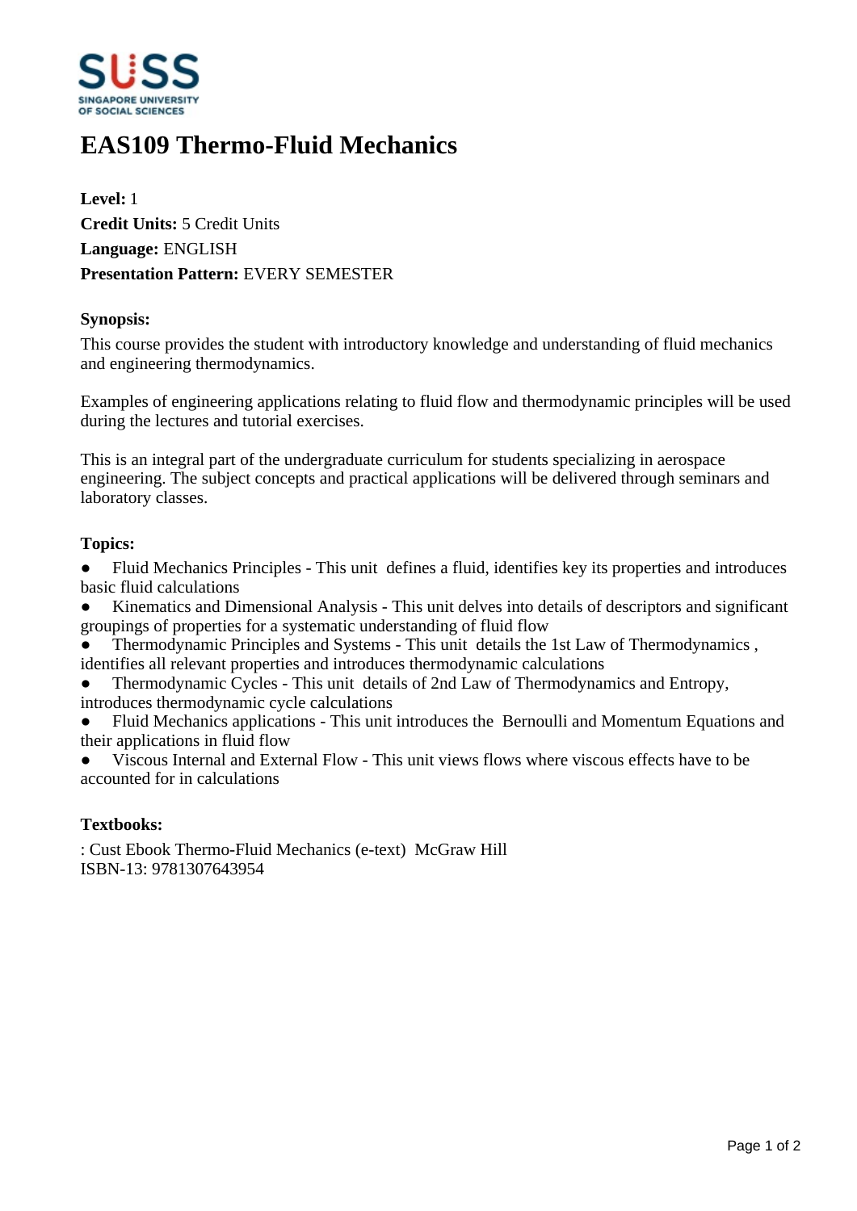# EAS109 Thermo-Fluid Mechanics

**Level:** 1
**Credit Units:** 5 Credit Units
**Language:** ENGLISH
**Presentation Pattern:** EVERY SEMESTER

**Synopsis:**

This course provides the student with introductory knowledge and understanding of fluid mechanics and engineering thermodynamics.

Examples of engineering applications relating to fluid flow and thermodynamic principles will be used during the lectures and tutorial exercises.

This is an integral part of the undergraduate curriculum for students specializing in aerospace engineering. The subject concepts and practical applications will be delivered through seminars and laboratory classes.

**Topics:**

- Fluid Mechanics Principles - This unit defines a fluid, identifies key its properties and introduces basic fluid calculations
- Kinematics and Dimensional Analysis - This unit delves into details of descriptors and significant groupings of properties for a systematic understanding of fluid flow
- Thermodynamic Principles and Systems - This unit details the 1st Law of Thermodynamics , identifies all relevant properties and introduces thermodynamic calculations
- Thermodynamic Cycles - This unit details of 2nd Law of Thermodynamics and Entropy, introduces thermodynamic cycle calculations
- Fluid Mechanics applications - This unit introduces the Bernoulli and Momentum Equations and their applications in fluid flow
- Viscous Internal and External Flow - This unit views flows where viscous effects have to be accounted for in calculations

**Textbooks:**

: Cust Ebook Thermo-Fluid Mechanics (e-text) McGraw Hill
ISBN-13: 9781307643954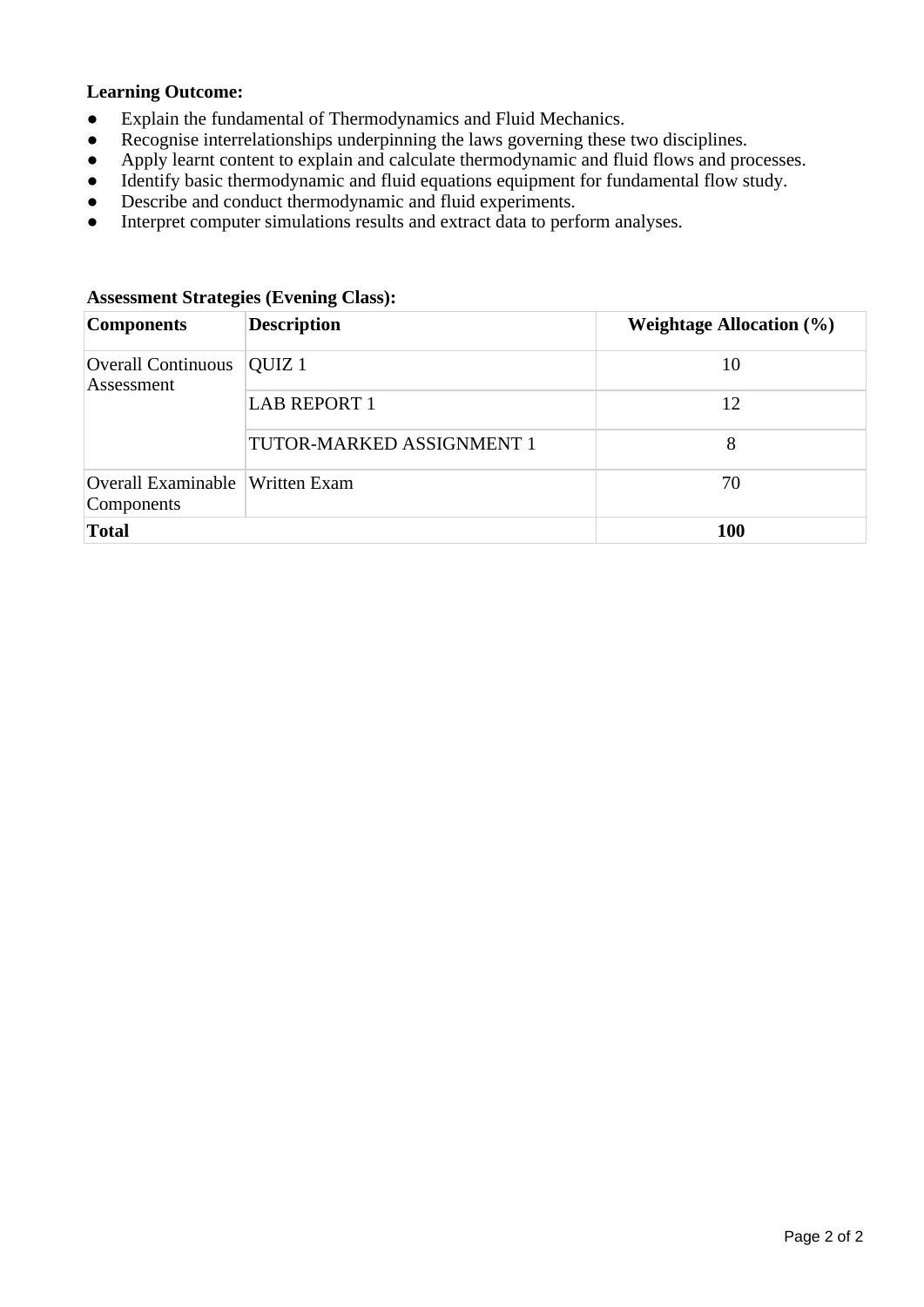**Learning Outcome:**

- Explain the fundamental of Thermodynamics and Fluid Mechanics.
- Recognise interrelationships underpinning the laws governing these two disciplines.
- Apply learnt content to explain and calculate thermodynamic and fluid flows and processes.
- Identify basic thermodynamic and fluid equations equipment for fundamental flow study.
- Describe and conduct thermodynamic and fluid experiments.
- Interpret computer simulations results and extract data to perform analyses.

**Assessment Strategies (Evening Class):**

| **Components** | **Description** | **Weightage Allocation (%)** |
| --- | --- | --- |
| Overall Continuous Assessment | QUIZ 1 | 10 |
| | LAB REPORT 1 | 12 |
| | TUTOR-MARKED ASSIGNMENT 1 | 8 |
| Overall Examinable Components | Written Exam | 70 |
| **Total** | | **100** |